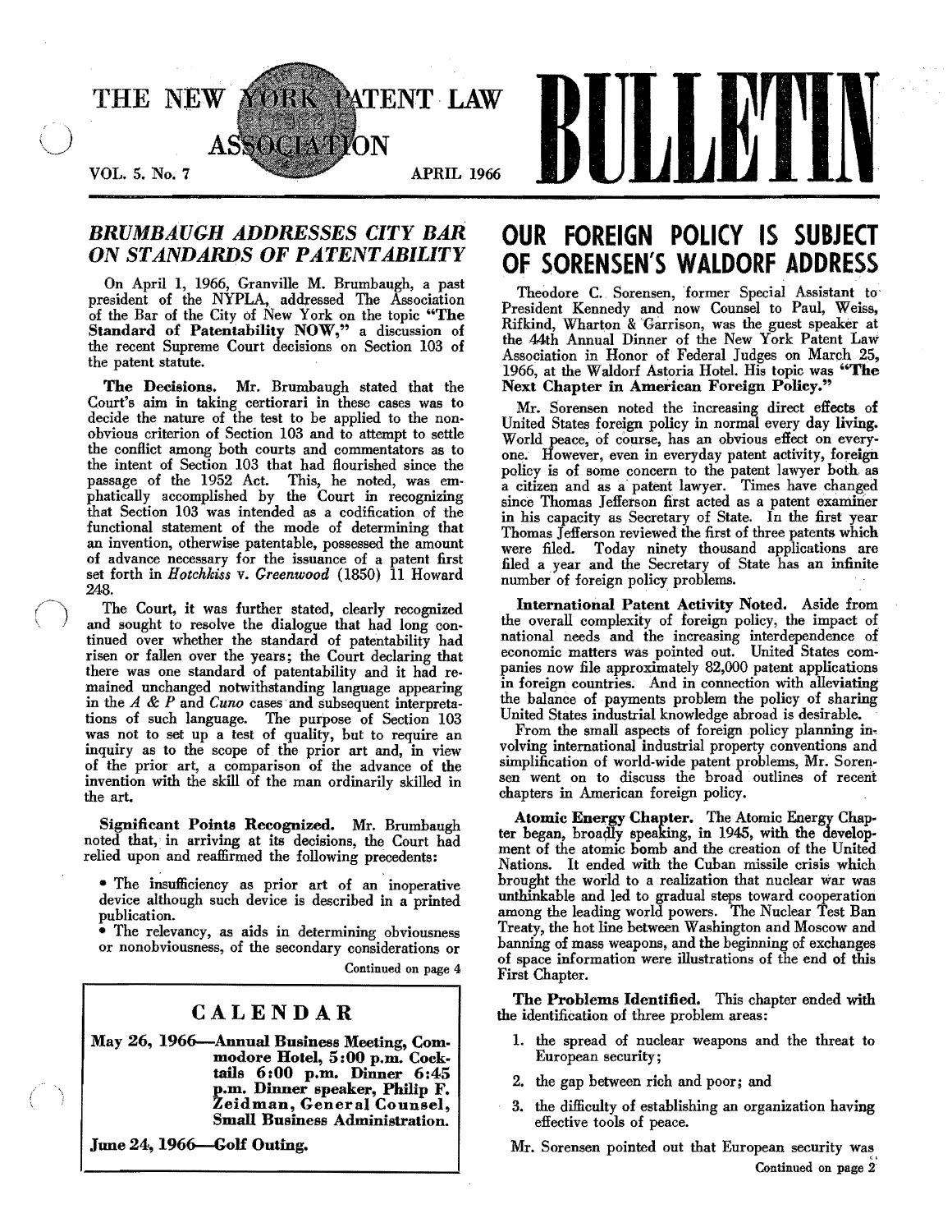# THE NEW YORK PATENT LAW ASSOCIATION BULLETIN

VOL. 5. No. 7 — APRIL 1966

## *BRUMBAUGH ADDRESSES CITY BAR ON STANDARDS OF PATENTABILITY*

On April 1, 1966, Granville M. Brumbaugh, a past president of the NYPLA, addressed The Association of the Bar of the City of New York on the topic "**The Standard of Patentability NOW,**" a discussion of the recent Supreme Court decisions on Section 103 of the patent statute.

**The Decisions.** Mr. Brumbaugh stated that the Court's aim in taking certiorari in these cases was to decide the nature of the test to be applied to the non-obvious criterion of Section 103 and to attempt to settle the conflict among both courts and commentators as to the intent of Section 103 that had flourished since the passage of the 1952 Act. This, he noted, was emphatically accomplished by the Court in recognizing that Section 103 was intended as a codification of the functional statement of the mode of determining that an invention, otherwise patentable, possessed the amount of advance necessary for the issuance of a patent first set forth in *Hotchkiss* v. *Greenwood* (1850) 11 Howard 248.

The Court, it was further stated, clearly recognized and sought to resolve the dialogue that had long continued over whether the standard of patentability had risen or fallen over the years; the Court declaring that there was one standard of patentability and it had remained unchanged notwithstanding language appearing in the *A & P* and *Cuno* cases and subsequent interpretations of such language. The purpose of Section 103 was not to set up a test of quality, but to require an inquiry as to the scope of the prior art and, in view of the prior art, a comparison of the advance of the invention with the skill of the man ordinarily skilled in the art.

**Significant Points Recognized.** Mr. Brumbaugh noted that, in arriving at its decisions, the Court had relied upon and reaffirmed the following precedents:

- The insufficiency as prior art of an inoperative device although such device is described in a printed publication.
- The relevancy, as aids in determining obviousness or nonobviousness, of the secondary considerations or

Continued on page 4

### CALENDAR

**May 26, 1966—Annual Business Meeting, Commodore Hotel, 5:00 p.m. Cocktails 6:00 p.m. Dinner 6:45 p.m. Dinner speaker, Philip F. Zeidman, General Counsel, Small Business Administration.**

**June 24, 1966—Golf Outing.**

## OUR FOREIGN POLICY IS SUBJECT OF SORENSEN'S WALDORF ADDRESS

Theodore C. Sorensen, former Special Assistant to President Kennedy and now Counsel to Paul, Weiss, Rifkind, Wharton & Garrison, was the guest speaker at the 44th Annual Dinner of the New York Patent Law Association in Honor of Federal Judges on March 25, 1966, at the Waldorf Astoria Hotel. His topic was "**The Next Chapter in American Foreign Policy.**"

Mr. Sorensen noted the increasing direct effects of United States foreign policy in normal every day living. World peace, of course, has an obvious effect on everyone. However, even in everyday patent activity, foreign policy is of some concern to the patent lawyer both as a citizen and as a patent lawyer. Times have changed since Thomas Jefferson first acted as a patent examiner in his capacity as Secretary of State. In the first year Thomas Jefferson reviewed the first of three patents which were filed. Today ninety thousand applications are filed a year and the Secretary of State has an infinite number of foreign policy problems.

**International Patent Activity Noted.** Aside from the overall complexity of foreign policy, the impact of national needs and the increasing interdependence of economic matters was pointed out. United States companies now file approximately 82,000 patent applications in foreign countries. And in connection with alleviating the balance of payments problem the policy of sharing United States industrial knowledge abroad is desirable.

From the small aspects of foreign policy planning involving international industrial property conventions and simplification of world-wide patent problems, Mr. Sorensen went on to discuss the broad outlines of recent chapters in American foreign policy.

**Atomic Energy Chapter.** The Atomic Energy Chapter began, broadly speaking, in 1945, with the development of the atomic bomb and the creation of the United Nations. It ended with the Cuban missile crisis which brought the world to a realization that nuclear war was unthinkable and led to gradual steps toward cooperation among the leading world powers. The Nuclear Test Ban Treaty, the hot line between Washington and Moscow and banning of mass weapons, and the beginning of exchanges of space information were illustrations of the end of this First Chapter.

**The Problems Identified.** This chapter ended with the identification of three problem areas:

1. the spread of nuclear weapons and the threat to European security;
2. the gap between rich and poor; and
3. the difficulty of establishing an organization having effective tools of peace.

Mr. Sorensen pointed out that European security was

Continued on page 2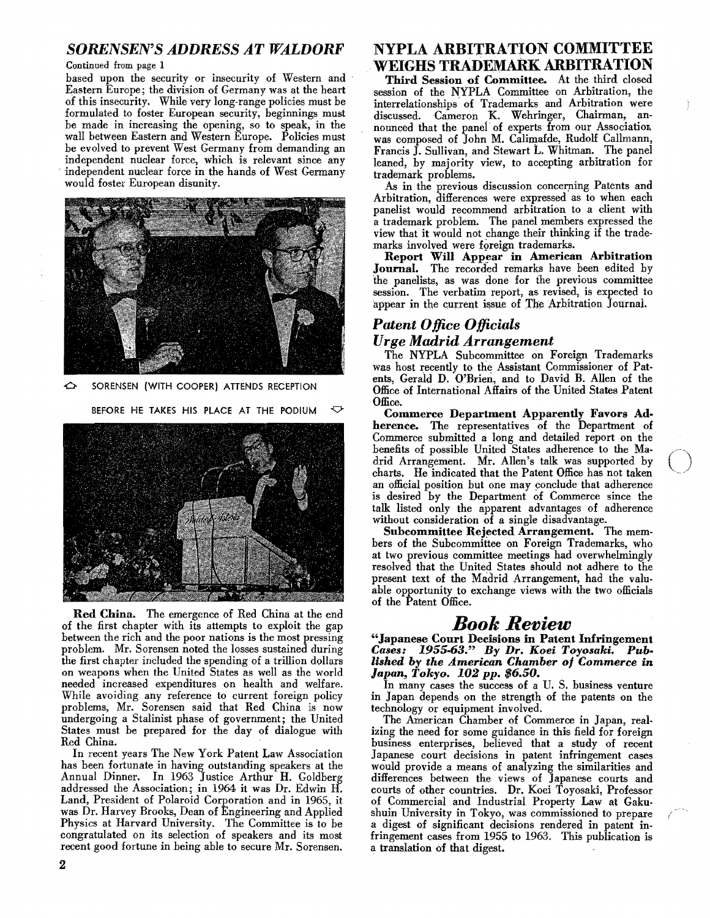## *SORENSEN'S ADDRESS AT WALDORF*

Continued from page 1

based upon the security or insecurity of Western and Eastern Europe; the division of Germany was at the heart of this insecurity. While very long-range policies must be formulated to foster European security, beginnings must be made in increasing the opening, so to speak, in the wall between Eastern and Western Europe. Policies must be evolved to prevent West Germany from demanding an independent nuclear force, which is relevant since any independent nuclear force in the hands of West Germany would foster European disunity.

SORENSEN (WITH COOPER) ATTENDS RECEPTION BEFORE HE TAKES HIS PLACE AT THE PODIUM

**Red China.** The emergence of Red China at the end of the first chapter with its attempts to exploit the gap between the rich and the poor nations is the most pressing problem. Mr. Sorensen noted the losses sustained during the first chapter included the spending of a trillion dollars on weapons when the United States as well as the world needed increased expenditures on health and welfare. While avoiding any reference to current foreign policy problems, Mr. Sorensen said that Red China is now undergoing a Stalinist phase of government; the United States must be prepared for the day of dialogue with Red China.

In recent years The New York Patent Law Association has been fortunate in having outstanding speakers at the Annual Dinner. In 1963 Justice Arthur H. Goldberg addressed the Association; in 1964 it was Dr. Edwin H. Land, President of Polaroid Corporation and in 1965, it was Dr. Harvey Brooks, Dean of Engineering and Applied Physics at Harvard University. The Committee is to be congratulated on its selection of speakers and its most recent good fortune in being able to secure Mr. Sorensen.

## NYPLA ARBITRATION COMMITTEE WEIGHS TRADEMARK ARBITRATION

**Third Session of Committee.** At the third closed session of the NYPLA Committee on Arbitration, the interrelationships of Trademarks and Arbitration were discussed. Cameron K. Wehringer, Chairman, announced that the panel of experts from our Association was composed of John M. Calimafde, Rudolf Callmann, Francis J. Sullivan, and Stewart L. Whitman. The panel leaned, by majority view, to accepting arbitration for trademark problems.

As in the previous discussion concerning Patents and Arbitration, differences were expressed as to when each panelist would recommend arbitration to a client with a trademark problem. The panel members expressed the view that it would not change their thinking if the trademarks involved were foreign trademarks.

**Report Will Appear in American Arbitration Journal.** The recorded remarks have been edited by the panelists, as was done for the previous committee session. The verbatim report, as revised, is expected to appear in the current issue of The Arbitration Journal.

## *Patent Office Officials Urge Madrid Arrangement*

The NYPLA Subcommittee on Foreign Trademarks was host recently to the Assistant Commissioner of Patents, Gerald D. O'Brien, and to David B. Allen of the Office of International Affairs of the United States Patent Office.

**Commerce Department Apparently Favors Adherence.** The representatives of the Department of Commerce submitted a long and detailed report on the benefits of possible United States adherence to the Madrid Arrangement. Mr. Allen's talk was supported by charts. He indicated that the Patent Office has not taken an official position but one may conclude that adherence is desired by the Department of Commerce since the talk listed only the apparent advantages of adherence without consideration of a single disadvantage.

**Subcommittee Rejected Arrangement.** The members of the Subcommittee on Foreign Trademarks, who at two previous committee meetings had overwhelmingly resolved that the United States should not adhere to the present text of the Madrid Arrangement, had the valuable opportunity to exchange views with the two officials of the Patent Office.

## *Book Review*

***"Japanese Court Decisions in Patent Infringement Cases: 1955-63." By Dr. Koei Toyosaki. Published by the American Chamber of Commerce in Japan, Tokyo. 102 pp. $6.50.***

In many cases the success of a U. S. business venture in Japan depends on the strength of the patents on the technology or equipment involved.

The American Chamber of Commerce in Japan, realizing the need for some guidance in this field for foreign business enterprises, believed that a study of recent Japanese court decisions in patent infringement cases would provide a means of analyzing the similarities and differences between the views of Japanese courts and courts of other countries. Dr. Koei Toyosaki, Professor of Commercial and Industrial Property Law at Gakushuin University in Tokyo, was commissioned to prepare a digest of significant decisions rendered in patent infringement cases from 1955 to 1963. This publication is a translation of that digest.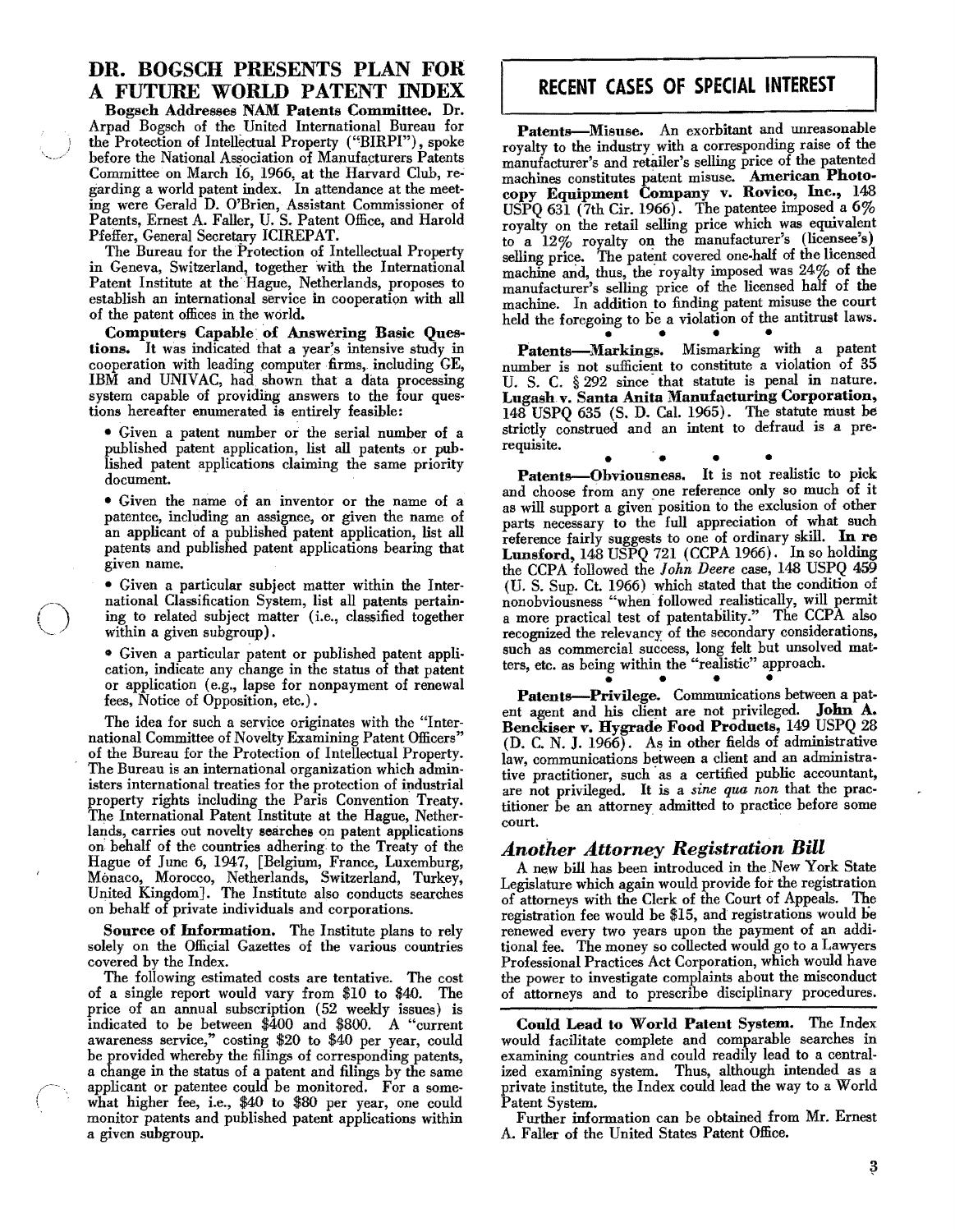## DR. BOGSCH PRESENTS PLAN FOR A FUTURE WORLD PATENT INDEX

**Bogsch Addresses NAM Patents Committee.** Dr. Arpad Bogsch of the United International Bureau for the Protection of Intellectual Property ("BIRPI"), spoke before the National Association of Manufacturers Patents Committee on March 16, 1966, at the Harvard Club, regarding a world patent index. In attendance at the meeting were Gerald D. O'Brien, Assistant Commissioner of Patents, Ernest A. Faller, U. S. Patent Office, and Harold Pfeffer, General Secretary ICIREPAT.

The Bureau for the Protection of Intellectual Property in Geneva, Switzerland, together with the International Patent Institute at the Hague, Netherlands, proposes to establish an international service in cooperation with all of the patent offices in the world.

**Computers Capable of Answering Basic Questions.** It was indicated that a year's intensive study in cooperation with leading computer firms, including GE, IBM and UNIVAC, had shown that a data processing system capable of providing answers to the four questions hereafter enumerated is entirely feasible:

- Given a patent number or the serial number of a published patent application, list all patents or published patent applications claiming the same priority document.
- Given the name of an inventor or the name of a patentee, including an assignee, or given the name of an applicant of a published patent application, list all patents and published patent applications bearing that given name.
- Given a particular subject matter within the International Classification System, list all patents pertaining to related subject matter (i.e., classified together within a given subgroup).
- Given a particular patent or published patent application, indicate any change in the status of that patent or application (e.g., lapse for nonpayment of renewal fees, Notice of Opposition, etc.).

The idea for such a service originates with the "International Committee of Novelty Examining Patent Officers" of the Bureau for the Protection of Intellectual Property. The Bureau is an international organization which administers international treaties for the protection of industrial property rights including the Paris Convention Treaty. The International Patent Institute at the Hague, Netherlands, carries out novelty searches on patent applications on behalf of the countries adhering to the Treaty of the Hague of June 6, 1947, [Belgium, France, Luxemburg, Monaco, Morocco, Netherlands, Switzerland, Turkey, United Kingdom]. The Institute also conducts searches on behalf of private individuals and corporations.

**Source of Information.** The Institute plans to rely solely on the Official Gazettes of the various countries covered by the Index.

The following estimated costs are tentative. The cost of a single report would vary from $10 to $40. The price of an annual subscription (52 weekly issues) is indicated to be between $400 and $800. A "current awareness service," costing $20 to $40 per year, could be provided whereby the filings of corresponding patents, a change in the status of a patent and filings by the same applicant or patentee could be monitored. For a somewhat higher fee, i.e., $40 to $80 per year, one could monitor patents and published patent applications within a given subgroup.

**Could Lead to World Patent System.** The Index would facilitate complete and comparable searches in examining countries and could readily lead to a centralized examining system. Thus, although intended as a private institute, the Index could lead the way to a World Patent System.

Further information can be obtained from Mr. Ernest A. Faller of the United States Patent Office.

## RECENT CASES OF SPECIAL INTEREST

**Patents—Misuse.** An exorbitant and unreasonable royalty to the industry with a corresponding raise of the manufacturer's and retailer's selling price of the patented machines constitutes patent misuse. **American Photocopy Equipment Company v. Rovico, Inc.,** 148 USPQ 631 (7th Cir. 1966). The patentee imposed a 6% royalty on the retail selling price which was equivalent to a 12% royalty on the manufacturer's (licensee's) selling price. The patent covered one-half of the licensed machine and, thus, the royalty imposed was 24% of the manufacturer's selling price of the licensed half of the machine. In addition to finding patent misuse the court held the foregoing to be a violation of the antitrust laws.

• • • •

**Patents—Markings.** Mismarking with a patent number is not sufficient to constitute a violation of 35 U. S. C. § 292 since that statute is penal in nature. **Lugash v. Santa Anita Manufacturing Corporation,** 148 USPQ 635 (S. D. Cal. 1965). The statute must be strictly construed and an intent to defraud is a prerequisite.

• • • •

**Patents—Obviousness.** It is not realistic to pick and choose from any one reference only so much of it as will support a given position to the exclusion of other parts necessary to the full appreciation of what such reference fairly suggests to one of ordinary skill. **In re Lunsford,** 148 USPQ 721 (CCPA 1966). In so holding the CCPA followed the *John Deere* case, 148 USPQ 459 (U. S. Sup. Ct. 1966) which stated that the condition of nonobviousness "when followed realistically, will permit a more practical test of patentability." The CCPA also recognized the relevancy of the secondary considerations, such as commercial success, long felt but unsolved matters, etc. as being within the "realistic" approach.

• • • •

**Patents—Privilege.** Communications between a patent agent and his client are not privileged. **John A. Benckiser v. Hygrade Food Products,** 149 USPQ 28 (D. C. N. J. 1966). As in other fields of administrative law, communications between a client and an administrative practitioner, such as a certified public accountant, are not privileged. It is a *sine qua non* that the practitioner be an attorney admitted to practice before some court.

## *Another Attorney Registration Bill*

A new bill has been introduced in the New York State Legislature which again would provide for the registration of attorneys with the Clerk of the Court of Appeals. The registration fee would be $15, and registrations would be renewed every two years upon the payment of an additional fee. The money so collected would go to a Lawyers Professional Practices Act Corporation, which would have the power to investigate complaints about the misconduct of attorneys and to prescribe disciplinary procedures.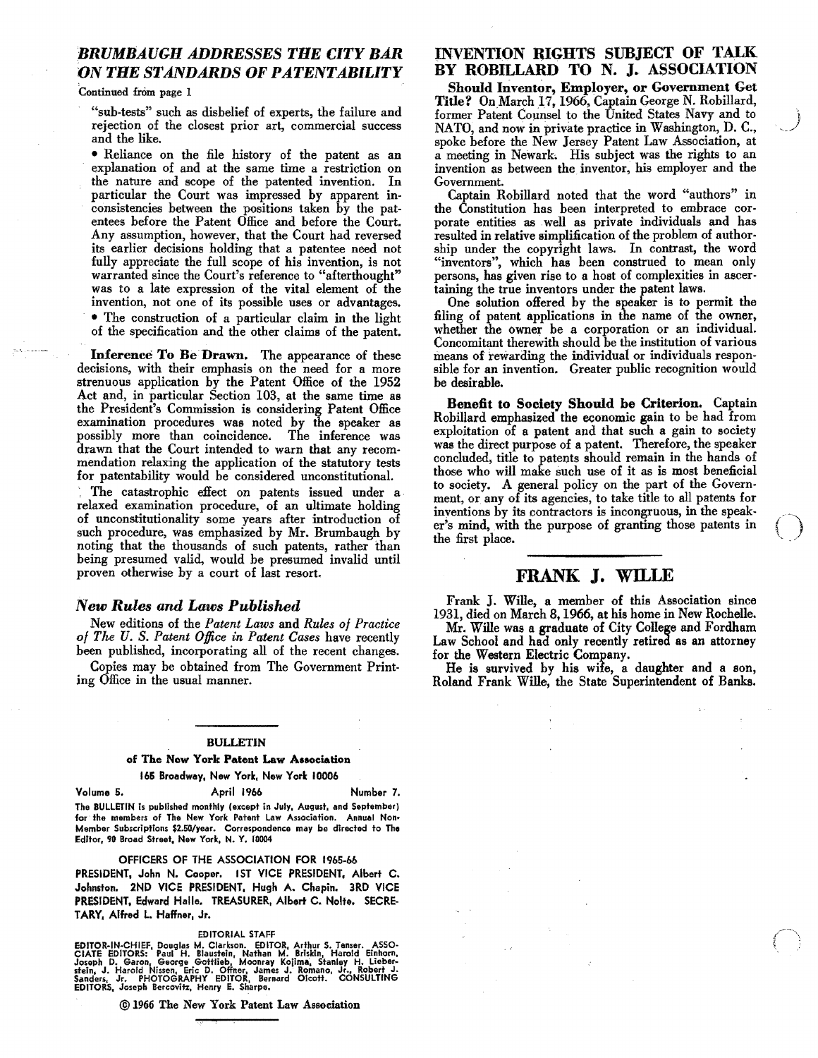## *BRUMBAUGH ADDRESSES THE CITY BAR ON THE STANDARDS OF PATENTABILITY*

Continued from page 1

"sub-tests" such as disbelief of experts, the failure and rejection of the closest prior art, commercial success and the like.

- Reliance on the file history of the patent as an explanation of and at the same time a restriction on the nature and scope of the patented invention. In particular the Court was impressed by apparent inconsistencies between the positions taken by the patentees before the Patent Office and before the Court. Any assumption, however, that the Court had reversed its earlier decisions holding that a patentee need not fully appreciate the full scope of his invention, is not warranted since the Court's reference to "afterthought" was to a late expression of the vital element of the invention, not one of its possible uses or advantages.
- The construction of a particular claim in the light of the specification and the other claims of the patent.

**Inference To Be Drawn.** The appearance of these decisions, with their emphasis on the need for a more strenuous application by the Patent Office of the 1952 Act and, in particular Section 103, at the same time as the President's Commission is considering Patent Office examination procedures was noted by the speaker as possibly more than coincidence. The inference was drawn that the Court intended to warn that any recommendation relaxing the application of the statutory tests for patentability would be considered unconstitutional.

The catastrophic effect on patents issued under a relaxed examination procedure, of an ultimate holding of unconstitutionality some years after introduction of such procedure, was emphasized by Mr. Brumbaugh by noting that the thousands of such patents, rather than being presumed valid, would be presumed invalid until proven otherwise by a court of last resort.

### *New Rules and Laws Published*

New editions of the *Patent Laws* and *Rules of Practice of The U. S. Patent Office in Patent Cases* have recently been published, incorporating all of the recent changes.

Copies may be obtained from The Government Printing Office in the usual manner.

## INVENTION RIGHTS SUBJECT OF TALK BY ROBILLARD TO N. J. ASSOCIATION

**Should Inventor, Employer, or Government Get Title?** On March 17, 1966, Captain George N. Robillard, former Patent Counsel to the United States Navy and to NATO, and now in private practice in Washington, D. C., spoke before the New Jersey Patent Law Association, at a meeting in Newark. His subject was the rights to an invention as between the inventor, his employer and the Government.

Captain Robillard noted that the word "authors" in the Constitution has been interpreted to embrace corporate entities as well as private individuals and has resulted in relative simplification of the problem of authorship under the copyright laws. In contrast, the word "inventors", which has been construed to mean only persons, has given rise to a host of complexities in ascertaining the true inventors under the patent laws.

One solution offered by the speaker is to permit the filing of patent applications in the name of the owner, whether the owner be a corporation or an individual. Concomitant therewith should be the institution of various means of rewarding the individual or individuals responsible for an invention. Greater public recognition would be desirable.

**Benefit to Society Should be Criterion.** Captain Robillard emphasized the economic gain to be had from exploitation of a patent and that such a gain to society was the direct purpose of a patent. Therefore, the speaker concluded, title to patents should remain in the hands of those who will make such use of it as is most beneficial to society. A general policy on the part of the Government, or any of its agencies, to take title to all patents for inventions by its contractors is incongruous, in the speaker's mind, with the purpose of granting those patents in the first place.

## FRANK J. WILLE

Frank J. Wille, a member of this Association since 1931, died on March 8, 1966, at his home in New Rochelle.

Mr. Wille was a graduate of City College and Fordham Law School and had only recently retired as an attorney for the Western Electric Company.

He is survived by his wife, a daughter and a son, Roland Frank Wille, the State Superintendent of Banks.

---

**BULLETIN**

**of The New York Patent Law Association**

**165 Broadway, New York, New York 10006**

Volume 5. April 1966 Number 7.

The BULLETIN is published monthly (except in July, August, and September) for the members of The New York Patent Law Association. Annual Non-Member Subscriptions $2.50/year. Correspondence may be directed to The Editor, 90 Broad Street, New York, N. Y. 10004

OFFICERS OF THE ASSOCIATION FOR 1965-66

PRESIDENT, John N. Cooper. 1ST VICE PRESIDENT, Albert C. Johnston. 2ND VICE PRESIDENT, Hugh A. Chapin. 3RD VICE PRESIDENT, Edward Halle. TREASURER, Albert C. Nolte. SECRETARY, Alfred L. Haffner, Jr.

EDITORIAL STAFF

EDITOR-IN-CHIEF, Douglas M. Clarkson. EDITOR, Arthur S. Tenser. ASSOCIATE EDITORS: Paul H. Blaustein, Nathan M. Briskin, Harold Einhorn, Joseph D. Garon, George Gottlieb, Moonray Kojima, Stanley H. Lieberstein, J. Harold Nissen, Eric D. Offner, James J. Romano, Jr., Robert J. Sanders, Jr. PHOTOGRAPHY EDITOR, Bernard Olcott. CONSULTING EDITORS, Joseph Bercovitz, Henry E. Sharpe.

© 1966 The New York Patent Law Association